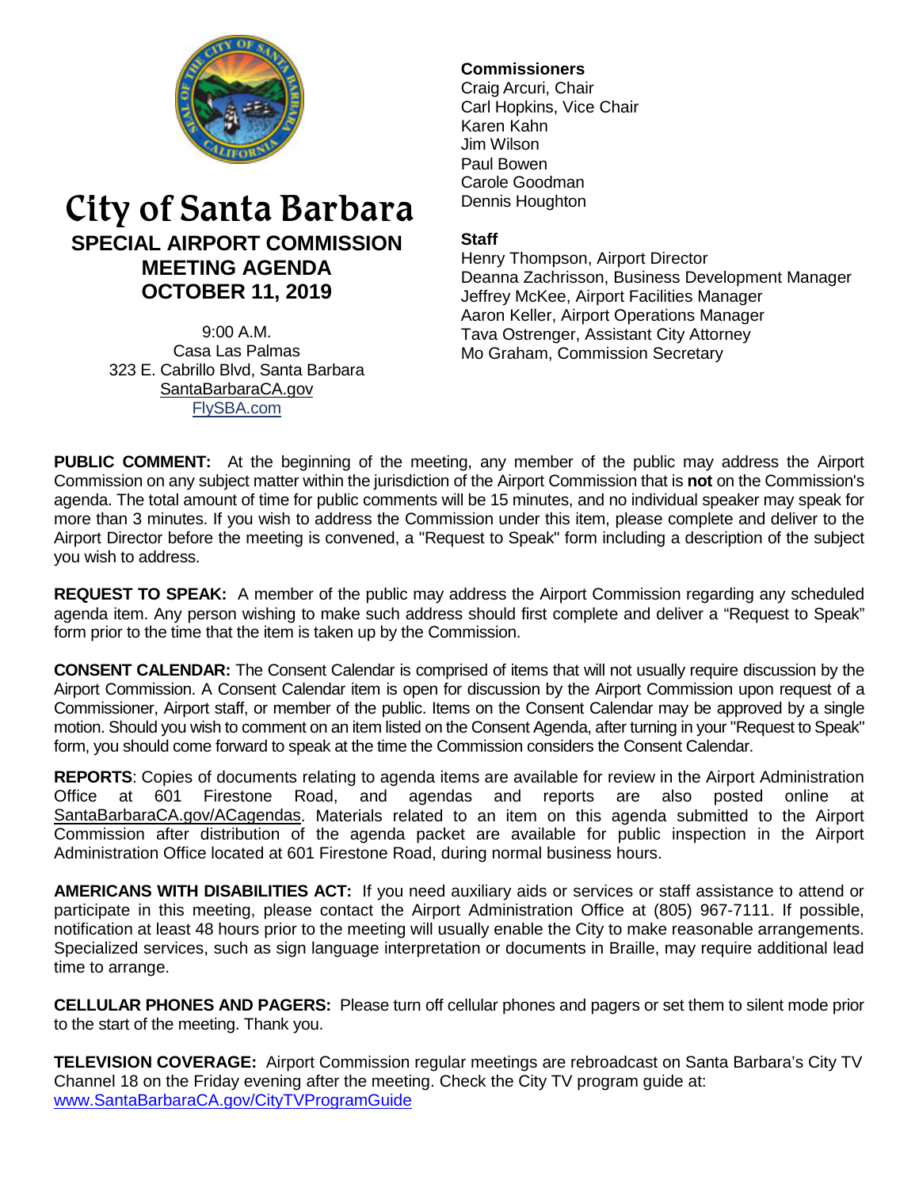# City of Santa Barbara

## SPECIAL AIRPORT COMMISSION MEETING AGENDA OCTOBER 11, 2019

9:00 A.M.
Casa Las Palmas
323 E. Cabrillo Blvd, Santa Barbara
SantaBarbaraCA.gov
FlySBA.com

**Commissioners**
Craig Arcuri, Chair
Carl Hopkins, Vice Chair
Karen Kahn
Jim Wilson
Paul Bowen
Carole Goodman
Dennis Houghton

**Staff**
Henry Thompson, Airport Director
Deanna Zachrisson, Business Development Manager
Jeffrey McKee, Airport Facilities Manager
Aaron Keller, Airport Operations Manager
Tava Ostrenger, Assistant City Attorney
Mo Graham, Commission Secretary

**PUBLIC COMMENT:** At the beginning of the meeting, any member of the public may address the Airport Commission on any subject matter within the jurisdiction of the Airport Commission that is **not** on the Commission's agenda. The total amount of time for public comments will be 15 minutes, and no individual speaker may speak for more than 3 minutes. If you wish to address the Commission under this item, please complete and deliver to the Airport Director before the meeting is convened, a "Request to Speak" form including a description of the subject you wish to address.

**REQUEST TO SPEAK:** A member of the public may address the Airport Commission regarding any scheduled agenda item. Any person wishing to make such address should first complete and deliver a "Request to Speak" form prior to the time that the item is taken up by the Commission.

**CONSENT CALENDAR:** The Consent Calendar is comprised of items that will not usually require discussion by the Airport Commission. A Consent Calendar item is open for discussion by the Airport Commission upon request of a Commissioner, Airport staff, or member of the public. Items on the Consent Calendar may be approved by a single motion. Should you wish to comment on an item listed on the Consent Agenda, after turning in your "Request to Speak" form, you should come forward to speak at the time the Commission considers the Consent Calendar.

**REPORTS**: Copies of documents relating to agenda items are available for review in the Airport Administration Office at 601 Firestone Road, and agendas and reports are also posted online at SantaBarbaraCA.gov/ACagendas. Materials related to an item on this agenda submitted to the Airport Commission after distribution of the agenda packet are available for public inspection in the Airport Administration Office located at 601 Firestone Road, during normal business hours.

**AMERICANS WITH DISABILITIES ACT:** If you need auxiliary aids or services or staff assistance to attend or participate in this meeting, please contact the Airport Administration Office at (805) 967-7111. If possible, notification at least 48 hours prior to the meeting will usually enable the City to make reasonable arrangements. Specialized services, such as sign language interpretation or documents in Braille, may require additional lead time to arrange.

**CELLULAR PHONES AND PAGERS:** Please turn off cellular phones and pagers or set them to silent mode prior to the start of the meeting. Thank you.

**TELEVISION COVERAGE:** Airport Commission regular meetings are rebroadcast on Santa Barbara's City TV Channel 18 on the Friday evening after the meeting. Check the City TV program guide at: www.SantaBarbaraCA.gov/CityTVProgramGuide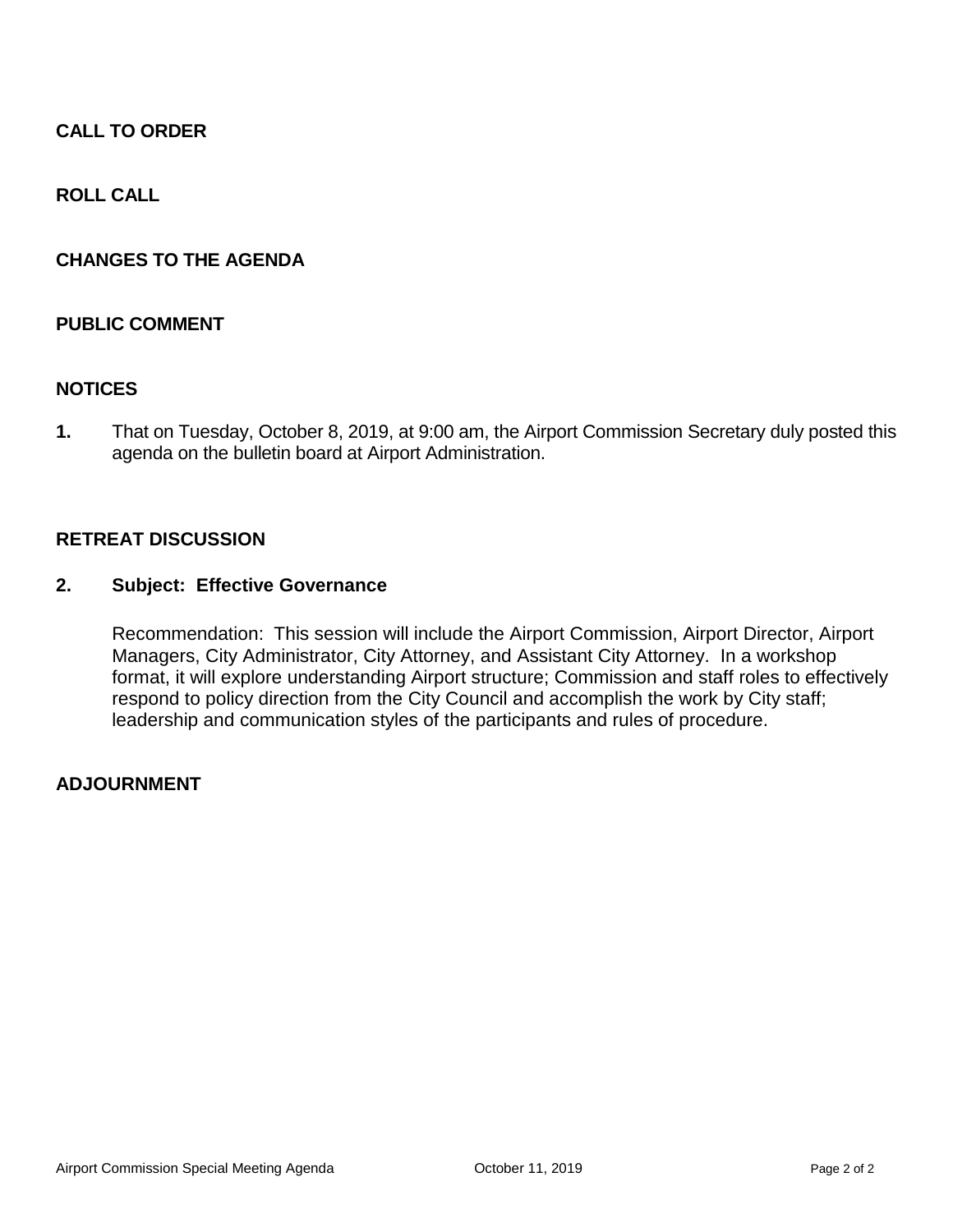**CALL TO ORDER**

**ROLL CALL**

**CHANGES TO THE AGENDA**

**PUBLIC COMMENT**

**NOTICES**

**1.** That on Tuesday, October 8, 2019, at 9:00 am, the Airport Commission Secretary duly posted this agenda on the bulletin board at Airport Administration.

**RETREAT DISCUSSION**

**2. Subject: Effective Governance**

Recommendation: This session will include the Airport Commission, Airport Director, Airport Managers, City Administrator, City Attorney, and Assistant City Attorney. In a workshop format, it will explore understanding Airport structure; Commission and staff roles to effectively respond to policy direction from the City Council and accomplish the work by City staff; leadership and communication styles of the participants and rules of procedure.

**ADJOURNMENT**